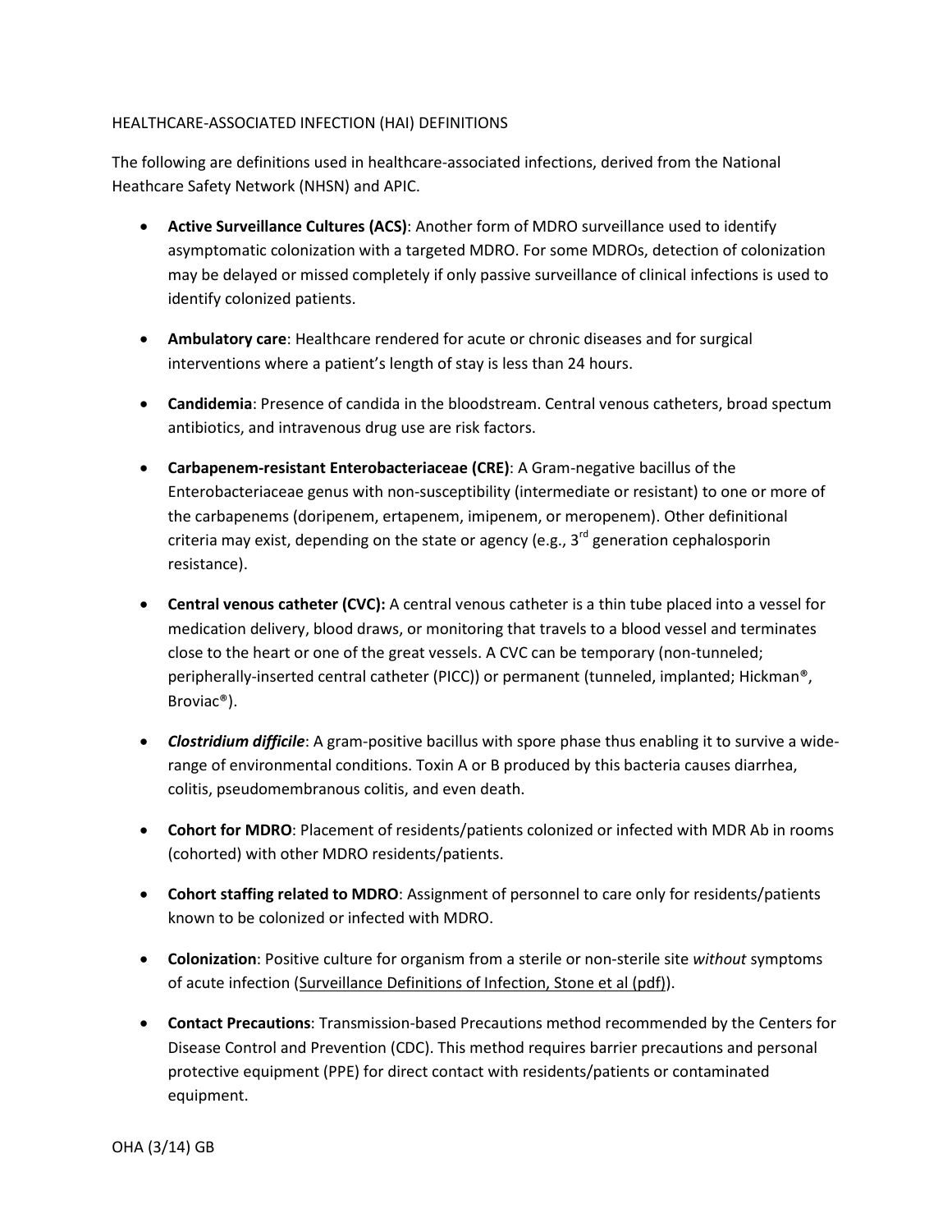HEALTHCARE-ASSOCIATED INFECTION (HAI) DEFINITIONS

The following are definitions used in healthcare-associated infections, derived from the National Heathcare Safety Network (NHSN) and APIC.

- **Active Surveillance Cultures (ACS)**: Another form of MDRO surveillance used to identify asymptomatic colonization with a targeted MDRO. For some MDROs, detection of colonization may be delayed or missed completely if only passive surveillance of clinical infections is used to identify colonized patients.

- **Ambulatory care**: Healthcare rendered for acute or chronic diseases and for surgical interventions where a patient's length of stay is less than 24 hours.

- **Candidemia**: Presence of candida in the bloodstream. Central venous catheters, broad spectum antibiotics, and intravenous drug use are risk factors.

- **Carbapenem-resistant Enterobacteriaceae (CRE)**: A Gram-negative bacillus of the Enterobacteriaceae genus with non-susceptibility (intermediate or resistant) to one or more of the carbapenems (doripenem, ertapenem, imipenem, or meropenem). Other definitional criteria may exist, depending on the state or agency (e.g., 3rd generation cephalosporin resistance).

- **Central venous catheter (CVC):** A central venous catheter is a thin tube placed into a vessel for medication delivery, blood draws, or monitoring that travels to a blood vessel and terminates close to the heart or one of the great vessels. A CVC can be temporary (non-tunneled; peripherally-inserted central catheter (PICC)) or permanent (tunneled, implanted; Hickman®, Broviac®).

- ***Clostridium difficile***: A gram-positive bacillus with spore phase thus enabling it to survive a wide-range of environmental conditions. Toxin A or B produced by this bacteria causes diarrhea, colitis, pseudomembranous colitis, and even death.

- **Cohort for MDRO**: Placement of residents/patients colonized or infected with MDR Ab in rooms (cohorted) with other MDRO residents/patients.

- **Cohort staffing related to MDRO**: Assignment of personnel to care only for residents/patients known to be colonized or infected with MDRO.

- **Colonization**: Positive culture for organism from a sterile or non-sterile site *without* symptoms of acute infection (Surveillance Definitions of Infection, Stone et al (pdf)).

- **Contact Precautions**: Transmission-based Precautions method recommended by the Centers for Disease Control and Prevention (CDC). This method requires barrier precautions and personal protective equipment (PPE) for direct contact with residents/patients or contaminated equipment.

OHA (3/14) GB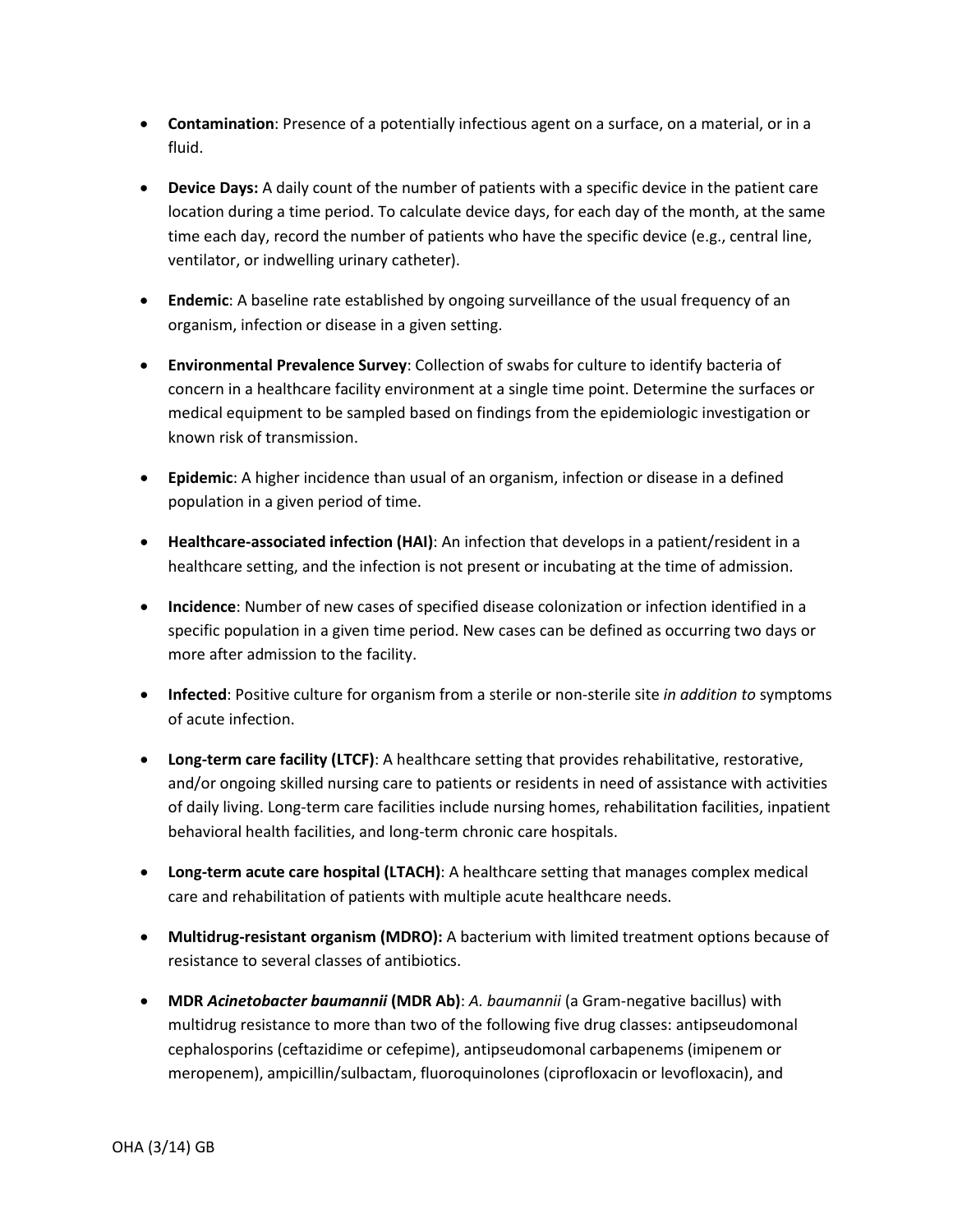- **Contamination**: Presence of a potentially infectious agent on a surface, on a material, or in a fluid.

- **Device Days:** A daily count of the number of patients with a specific device in the patient care location during a time period. To calculate device days, for each day of the month, at the same time each day, record the number of patients who have the specific device (e.g., central line, ventilator, or indwelling urinary catheter).

- **Endemic**: A baseline rate established by ongoing surveillance of the usual frequency of an organism, infection or disease in a given setting.

- **Environmental Prevalence Survey**: Collection of swabs for culture to identify bacteria of concern in a healthcare facility environment at a single time point. Determine the surfaces or medical equipment to be sampled based on findings from the epidemiologic investigation or known risk of transmission.

- **Epidemic**: A higher incidence than usual of an organism, infection or disease in a defined population in a given period of time.

- **Healthcare-associated infection (HAI)**: An infection that develops in a patient/resident in a healthcare setting, and the infection is not present or incubating at the time of admission.

- **Incidence**: Number of new cases of specified disease colonization or infection identified in a specific population in a given time period. New cases can be defined as occurring two days or more after admission to the facility.

- **Infected**: Positive culture for organism from a sterile or non-sterile site *in addition to* symptoms of acute infection.

- **Long-term care facility (LTCF)**: A healthcare setting that provides rehabilitative, restorative, and/or ongoing skilled nursing care to patients or residents in need of assistance with activities of daily living. Long-term care facilities include nursing homes, rehabilitation facilities, inpatient behavioral health facilities, and long-term chronic care hospitals.

- **Long-term acute care hospital (LTACH)**: A healthcare setting that manages complex medical care and rehabilitation of patients with multiple acute healthcare needs.

- **Multidrug-resistant organism (MDRO):** A bacterium with limited treatment options because of resistance to several classes of antibiotics.

- **MDR *Acinetobacter baumannii* (MDR Ab)**: *A. baumannii* (a Gram-negative bacillus) with multidrug resistance to more than two of the following five drug classes: antipseudomonal cephalosporins (ceftazidime or cefepime), antipseudomonal carbapenems (imipenem or meropenem), ampicillin/sulbactam, fluoroquinolones (ciprofloxacin or levofloxacin), and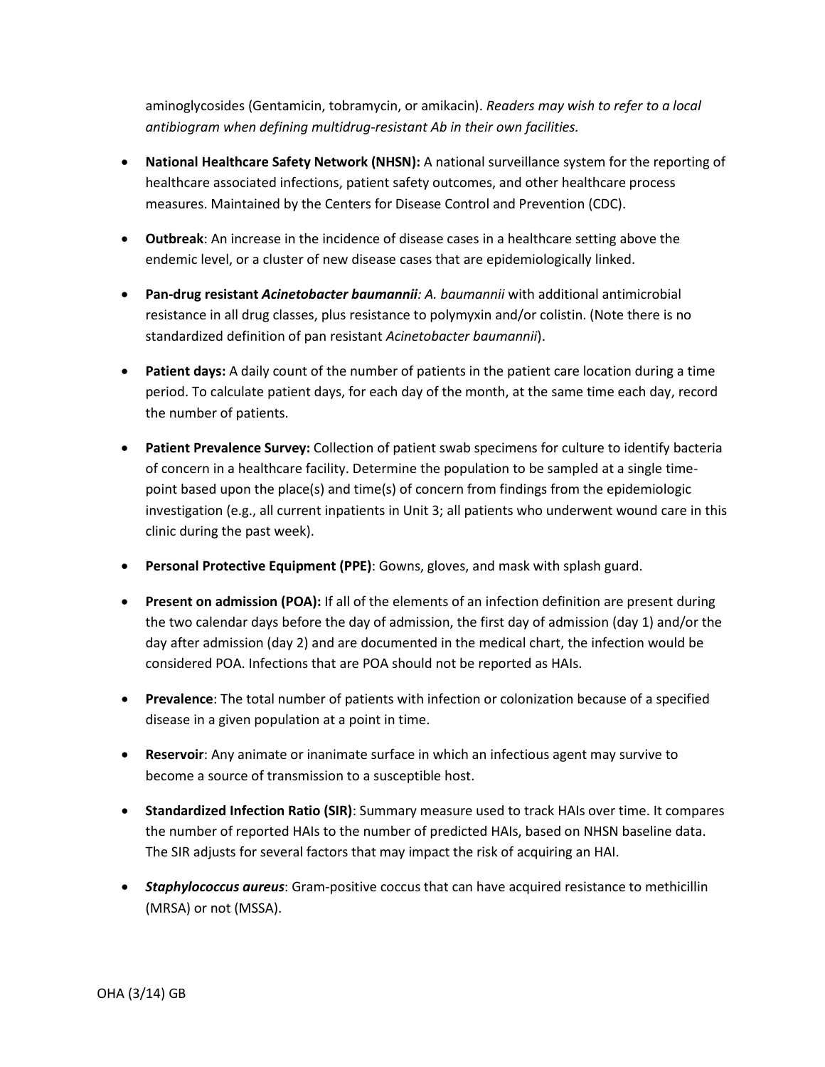aminoglycosides (Gentamicin, tobramycin, or amikacin). *Readers may wish to refer to a local antibiogram when defining multidrug-resistant Ab in their own facilities.*

- **National Healthcare Safety Network (NHSN):** A national surveillance system for the reporting of healthcare associated infections, patient safety outcomes, and other healthcare process measures. Maintained by the Centers for Disease Control and Prevention (CDC).

- **Outbreak**: An increase in the incidence of disease cases in a healthcare setting above the endemic level, or a cluster of new disease cases that are epidemiologically linked.

- **Pan-drug resistant *Acinetobacter baumannii****: A. baumannii* with additional antimicrobial resistance in all drug classes, plus resistance to polymyxin and/or colistin. (Note there is no standardized definition of pan resistant *Acinetobacter baumannii*).

- **Patient days:** A daily count of the number of patients in the patient care location during a time period. To calculate patient days, for each day of the month, at the same time each day, record the number of patients.

- **Patient Prevalence Survey:** Collection of patient swab specimens for culture to identify bacteria of concern in a healthcare facility. Determine the population to be sampled at a single time-point based upon the place(s) and time(s) of concern from findings from the epidemiologic investigation (e.g., all current inpatients in Unit 3; all patients who underwent wound care in this clinic during the past week).

- **Personal Protective Equipment (PPE)**: Gowns, gloves, and mask with splash guard.

- **Present on admission (POA):** If all of the elements of an infection definition are present during the two calendar days before the day of admission, the first day of admission (day 1) and/or the day after admission (day 2) and are documented in the medical chart, the infection would be considered POA. Infections that are POA should not be reported as HAIs.

- **Prevalence**: The total number of patients with infection or colonization because of a specified disease in a given population at a point in time.

- **Reservoir**: Any animate or inanimate surface in which an infectious agent may survive to become a source of transmission to a susceptible host.

- **Standardized Infection Ratio (SIR)**: Summary measure used to track HAIs over time. It compares the number of reported HAIs to the number of predicted HAIs, based on NHSN baseline data. The SIR adjusts for several factors that may impact the risk of acquiring an HAI.

- ***Staphylococcus aureus***: Gram-positive coccus that can have acquired resistance to methicillin (MRSA) or not (MSSA).

OHA (3/14) GB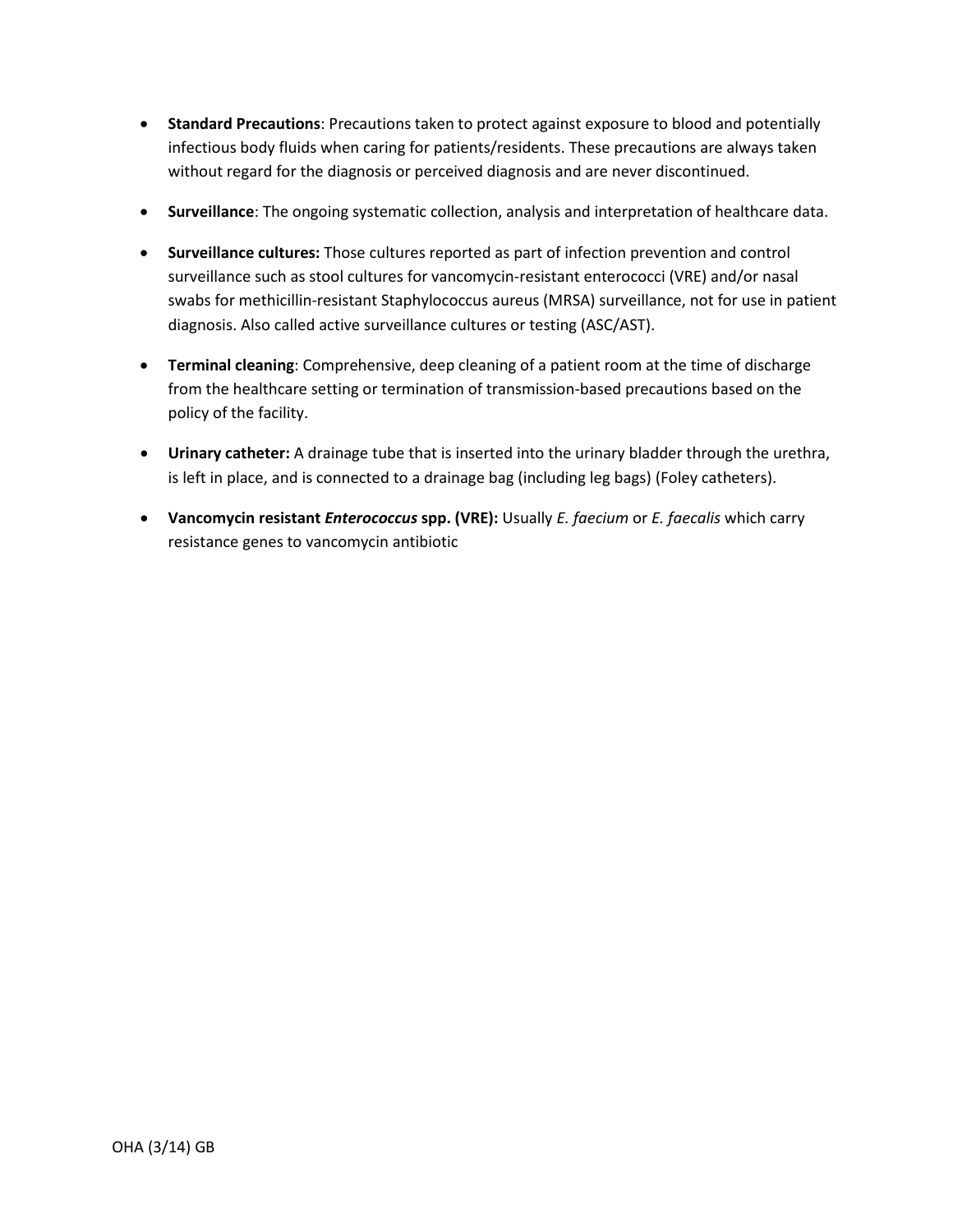- **Standard Precautions**: Precautions taken to protect against exposure to blood and potentially infectious body fluids when caring for patients/residents. These precautions are always taken without regard for the diagnosis or perceived diagnosis and are never discontinued.

- **Surveillance**: The ongoing systematic collection, analysis and interpretation of healthcare data.

- **Surveillance cultures:** Those cultures reported as part of infection prevention and control surveillance such as stool cultures for vancomycin-resistant enterococci (VRE) and/or nasal swabs for methicillin-resistant Staphylococcus aureus (MRSA) surveillance, not for use in patient diagnosis. Also called active surveillance cultures or testing (ASC/AST).

- **Terminal cleaning**: Comprehensive, deep cleaning of a patient room at the time of discharge from the healthcare setting or termination of transmission-based precautions based on the policy of the facility.

- **Urinary catheter:** A drainage tube that is inserted into the urinary bladder through the urethra, is left in place, and is connected to a drainage bag (including leg bags) (Foley catheters).

- **Vancomycin resistant *Enterococcus* spp. (VRE):** Usually *E. faecium* or *E. faecalis* which carry resistance genes to vancomycin antibiotic

OHA (3/14) GB